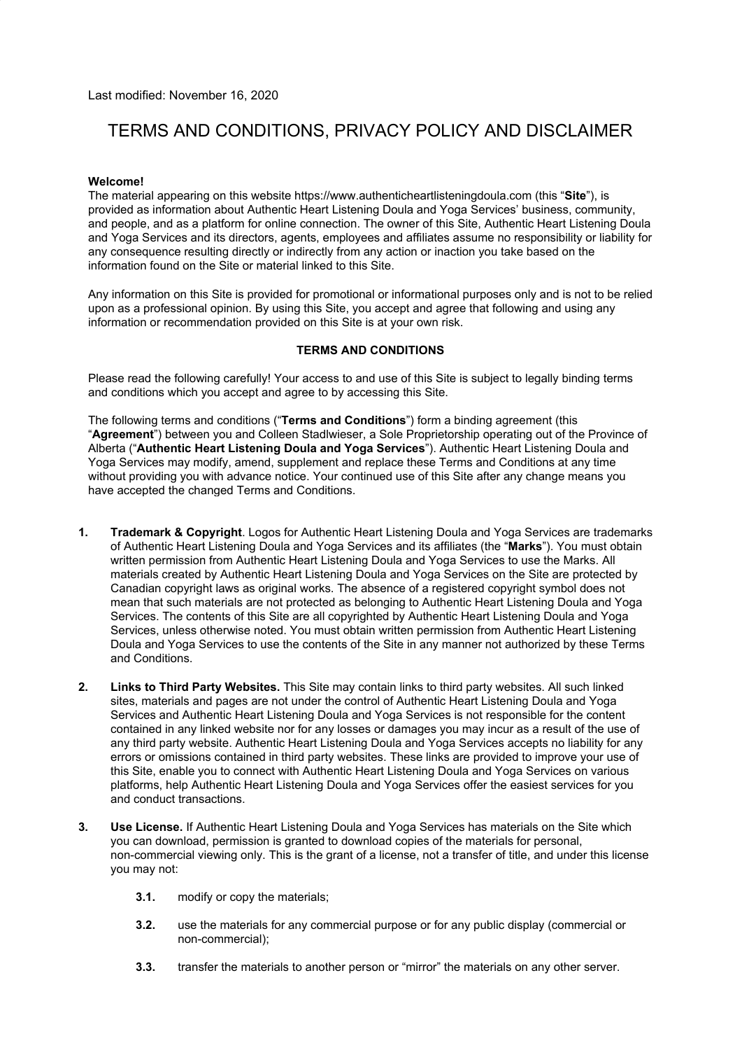Last modified: November 16, 2020

# TERMS AND CONDITIONS, PRIVACY POLICY AND DISCLAIMER

**Welcome!**
The material appearing on this website https://www.authenticheartlisteningdoula.com (this "**Site**"), is provided as information about Authentic Heart Listening Doula and Yoga Services' business, community, and people, and as a platform for online connection. The owner of this Site, Authentic Heart Listening Doula and Yoga Services and its directors, agents, employees and affiliates assume no responsibility or liability for any consequence resulting directly or indirectly from any action or inaction you take based on the information found on the Site or material linked to this Site.

Any information on this Site is provided for promotional or informational purposes only and is not to be relied upon as a professional opinion. By using this Site, you accept and agree that following and using any information or recommendation provided on this Site is at your own risk.

## TERMS AND CONDITIONS

Please read the following carefully! Your access to and use of this Site is subject to legally binding terms and conditions which you accept and agree to by accessing this Site.

The following terms and conditions ("**Terms and Conditions**") form a binding agreement (this "**Agreement**") between you and Colleen Stadlwieser, a Sole Proprietorship operating out of the Province of Alberta ("**Authentic Heart Listening Doula and Yoga Services**"). Authentic Heart Listening Doula and Yoga Services may modify, amend, supplement and replace these Terms and Conditions at any time without providing you with advance notice. Your continued use of this Site after any change means you have accepted the changed Terms and Conditions.

1. **Trademark & Copyright**. Logos for Authentic Heart Listening Doula and Yoga Services are trademarks of Authentic Heart Listening Doula and Yoga Services and its affiliates (the "**Marks**"). You must obtain written permission from Authentic Heart Listening Doula and Yoga Services to use the Marks. All materials created by Authentic Heart Listening Doula and Yoga Services on the Site are protected by Canadian copyright laws as original works. The absence of a registered copyright symbol does not mean that such materials are not protected as belonging to Authentic Heart Listening Doula and Yoga Services. The contents of this Site are all copyrighted by Authentic Heart Listening Doula and Yoga Services, unless otherwise noted. You must obtain written permission from Authentic Heart Listening Doula and Yoga Services to use the contents of the Site in any manner not authorized by these Terms and Conditions.

2. **Links to Third Party Websites.** This Site may contain links to third party websites. All such linked sites, materials and pages are not under the control of Authentic Heart Listening Doula and Yoga Services and Authentic Heart Listening Doula and Yoga Services is not responsible for the content contained in any linked website nor for any losses or damages you may incur as a result of the use of any third party website. Authentic Heart Listening Doula and Yoga Services accepts no liability for any errors or omissions contained in third party websites. These links are provided to improve your use of this Site, enable you to connect with Authentic Heart Listening Doula and Yoga Services on various platforms, help Authentic Heart Listening Doula and Yoga Services offer the easiest services for you and conduct transactions.

3. **Use License.** If Authentic Heart Listening Doula and Yoga Services has materials on the Site which you can download, permission is granted to download copies of the materials for personal, non-commercial viewing only. This is the grant of a license, not a transfer of title, and under this license you may not:

   **3.1.** modify or copy the materials;

   **3.2.** use the materials for any commercial purpose or for any public display (commercial or non-commercial);

   **3.3.** transfer the materials to another person or "mirror" the materials on any other server.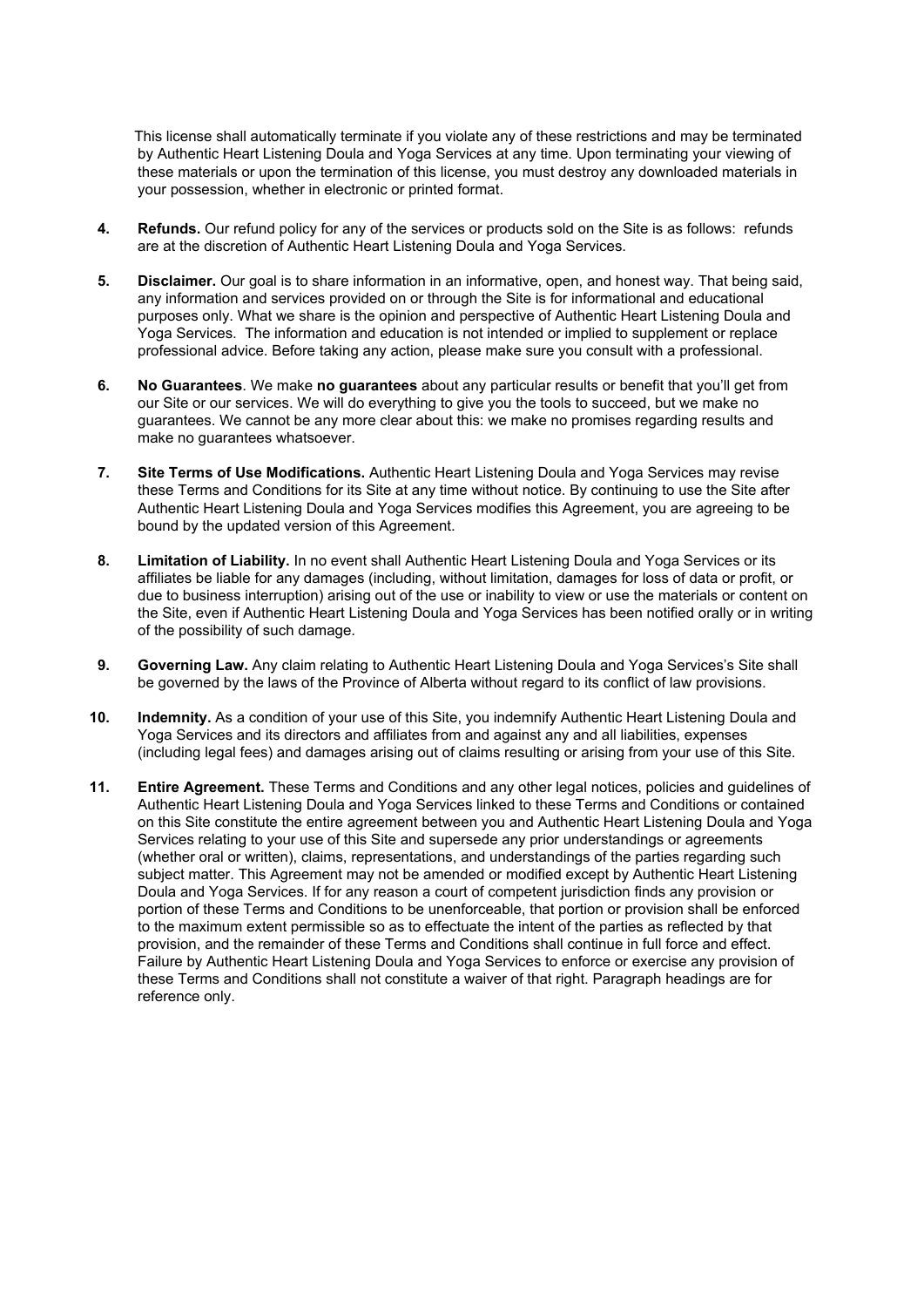This license shall automatically terminate if you violate any of these restrictions and may be terminated by Authentic Heart Listening Doula and Yoga Services at any time. Upon terminating your viewing of these materials or upon the termination of this license, you must destroy any downloaded materials in your possession, whether in electronic or printed format.

4. **Refunds.** Our refund policy for any of the services or products sold on the Site is as follows: refunds are at the discretion of Authentic Heart Listening Doula and Yoga Services.

5. **Disclaimer.** Our goal is to share information in an informative, open, and honest way. That being said, any information and services provided on or through the Site is for informational and educational purposes only. What we share is the opinion and perspective of Authentic Heart Listening Doula and Yoga Services. The information and education is not intended or implied to supplement or replace professional advice. Before taking any action, please make sure you consult with a professional.

6. **No Guarantees**. We make **no guarantees** about any particular results or benefit that you'll get from our Site or our services. We will do everything to give you the tools to succeed, but we make no guarantees. We cannot be any more clear about this: we make no promises regarding results and make no guarantees whatsoever.

7. **Site Terms of Use Modifications.** Authentic Heart Listening Doula and Yoga Services may revise these Terms and Conditions for its Site at any time without notice. By continuing to use the Site after Authentic Heart Listening Doula and Yoga Services modifies this Agreement, you are agreeing to be bound by the updated version of this Agreement.

8. **Limitation of Liability.** In no event shall Authentic Heart Listening Doula and Yoga Services or its affiliates be liable for any damages (including, without limitation, damages for loss of data or profit, or due to business interruption) arising out of the use or inability to view or use the materials or content on the Site, even if Authentic Heart Listening Doula and Yoga Services has been notified orally or in writing of the possibility of such damage.

9. **Governing Law.** Any claim relating to Authentic Heart Listening Doula and Yoga Services's Site shall be governed by the laws of the Province of Alberta without regard to its conflict of law provisions.

10. **Indemnity.** As a condition of your use of this Site, you indemnify Authentic Heart Listening Doula and Yoga Services and its directors and affiliates from and against any and all liabilities, expenses (including legal fees) and damages arising out of claims resulting or arising from your use of this Site.

11. **Entire Agreement.** These Terms and Conditions and any other legal notices, policies and guidelines of Authentic Heart Listening Doula and Yoga Services linked to these Terms and Conditions or contained on this Site constitute the entire agreement between you and Authentic Heart Listening Doula and Yoga Services relating to your use of this Site and supersede any prior understandings or agreements (whether oral or written), claims, representations, and understandings of the parties regarding such subject matter. This Agreement may not be amended or modified except by Authentic Heart Listening Doula and Yoga Services. If for any reason a court of competent jurisdiction finds any provision or portion of these Terms and Conditions to be unenforceable, that portion or provision shall be enforced to the maximum extent permissible so as to effectuate the intent of the parties as reflected by that provision, and the remainder of these Terms and Conditions shall continue in full force and effect. Failure by Authentic Heart Listening Doula and Yoga Services to enforce or exercise any provision of these Terms and Conditions shall not constitute a waiver of that right. Paragraph headings are for reference only.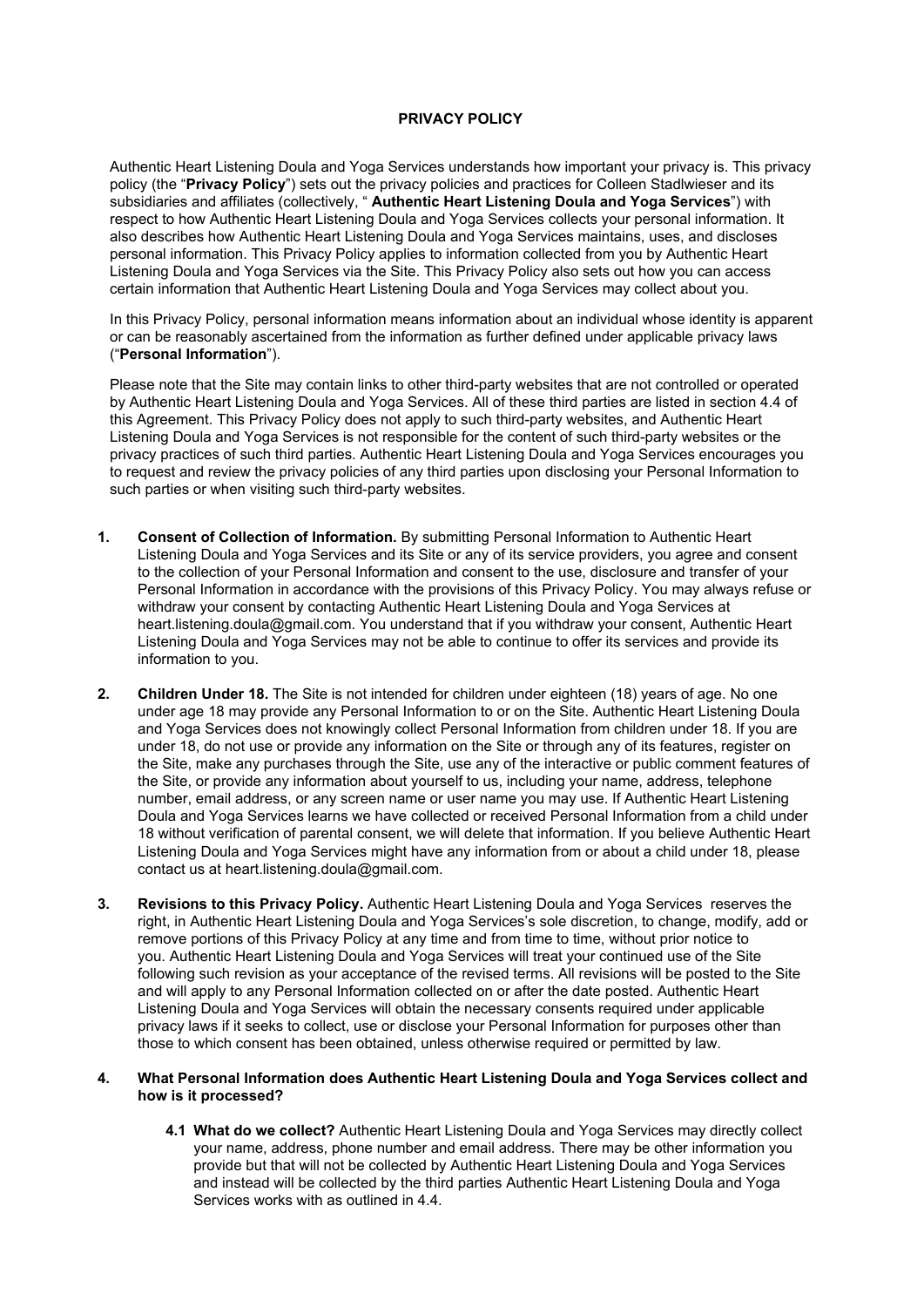**PRIVACY POLICY**

Authentic Heart Listening Doula and Yoga Services understands how important your privacy is. This privacy policy (the "**Privacy Policy**") sets out the privacy policies and practices for Colleen Stadlwieser and its subsidiaries and affiliates (collectively, " **Authentic Heart Listening Doula and Yoga Services**") with respect to how Authentic Heart Listening Doula and Yoga Services collects your personal information. It also describes how Authentic Heart Listening Doula and Yoga Services maintains, uses, and discloses personal information. This Privacy Policy applies to information collected from you by Authentic Heart Listening Doula and Yoga Services via the Site. This Privacy Policy also sets out how you can access certain information that Authentic Heart Listening Doula and Yoga Services may collect about you.

In this Privacy Policy, personal information means information about an individual whose identity is apparent or can be reasonably ascertained from the information as further defined under applicable privacy laws ("**Personal Information**").

Please note that the Site may contain links to other third-party websites that are not controlled or operated by Authentic Heart Listening Doula and Yoga Services. All of these third parties are listed in section 4.4 of this Agreement. This Privacy Policy does not apply to such third-party websites, and Authentic Heart Listening Doula and Yoga Services is not responsible for the content of such third-party websites or the privacy practices of such third parties. Authentic Heart Listening Doula and Yoga Services encourages you to request and review the privacy policies of any third parties upon disclosing your Personal Information to such parties or when visiting such third-party websites.

1. **Consent of Collection of Information.** By submitting Personal Information to Authentic Heart Listening Doula and Yoga Services and its Site or any of its service providers, you agree and consent to the collection of your Personal Information and consent to the use, disclosure and transfer of your Personal Information in accordance with the provisions of this Privacy Policy. You may always refuse or withdraw your consent by contacting Authentic Heart Listening Doula and Yoga Services at heart.listening.doula@gmail.com. You understand that if you withdraw your consent, Authentic Heart Listening Doula and Yoga Services may not be able to continue to offer its services and provide its information to you.

2. **Children Under 18.** The Site is not intended for children under eighteen (18) years of age. No one under age 18 may provide any Personal Information to or on the Site. Authentic Heart Listening Doula and Yoga Services does not knowingly collect Personal Information from children under 18. If you are under 18, do not use or provide any information on the Site or through any of its features, register on the Site, make any purchases through the Site, use any of the interactive or public comment features of the Site, or provide any information about yourself to us, including your name, address, telephone number, email address, or any screen name or user name you may use. If Authentic Heart Listening Doula and Yoga Services learns we have collected or received Personal Information from a child under 18 without verification of parental consent, we will delete that information. If you believe Authentic Heart Listening Doula and Yoga Services might have any information from or about a child under 18, please contact us at heart.listening.doula@gmail.com.

3. **Revisions to this Privacy Policy.** Authentic Heart Listening Doula and Yoga Services reserves the right, in Authentic Heart Listening Doula and Yoga Services's sole discretion, to change, modify, add or remove portions of this Privacy Policy at any time and from time to time, without prior notice to you. Authentic Heart Listening Doula and Yoga Services will treat your continued use of the Site following such revision as your acceptance of the revised terms. All revisions will be posted to the Site and will apply to any Personal Information collected on or after the date posted. Authentic Heart Listening Doula and Yoga Services will obtain the necessary consents required under applicable privacy laws if it seeks to collect, use or disclose your Personal Information for purposes other than those to which consent has been obtained, unless otherwise required or permitted by law.

4. **What Personal Information does Authentic Heart Listening Doula and Yoga Services collect and how is it processed?**

    **4.1 What do we collect?** Authentic Heart Listening Doula and Yoga Services may directly collect your name, address, phone number and email address. There may be other information you provide but that will not be collected by Authentic Heart Listening Doula and Yoga Services and instead will be collected by the third parties Authentic Heart Listening Doula and Yoga Services works with as outlined in 4.4.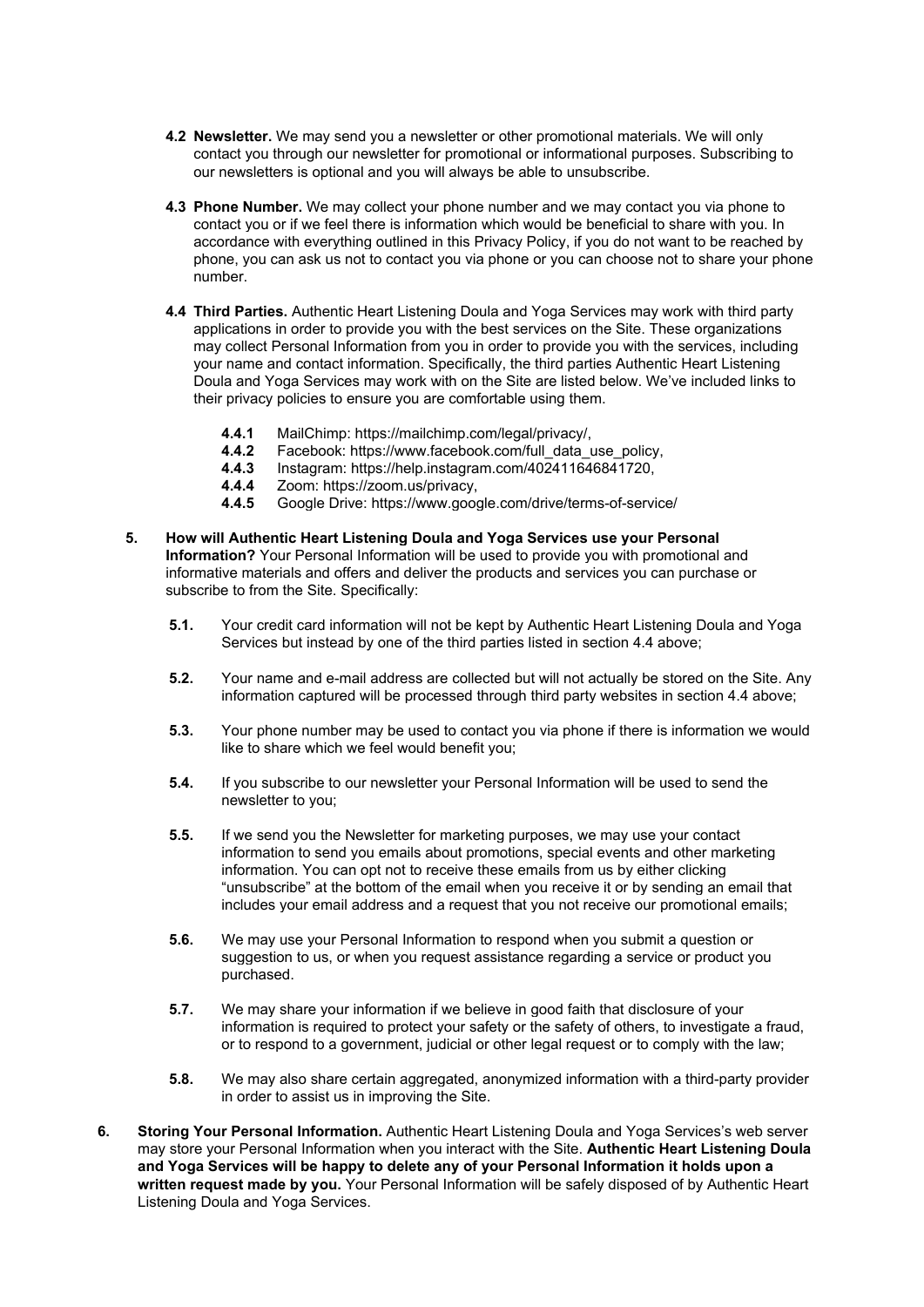**4.2 Newsletter.** We may send you a newsletter or other promotional materials. We will only contact you through our newsletter for promotional or informational purposes. Subscribing to our newsletters is optional and you will always be able to unsubscribe.

**4.3 Phone Number.** We may collect your phone number and we may contact you via phone to contact you or if we feel there is information which would be beneficial to share with you. In accordance with everything outlined in this Privacy Policy, if you do not want to be reached by phone, you can ask us not to contact you via phone or you can choose not to share your phone number.

**4.4 Third Parties.** Authentic Heart Listening Doula and Yoga Services may work with third party applications in order to provide you with the best services on the Site. These organizations may collect Personal Information from you in order to provide you with the services, including your name and contact information. Specifically, the third parties Authentic Heart Listening Doula and Yoga Services may work with on the Site are listed below. We've included links to their privacy policies to ensure you are comfortable using them.

- **4.4.1** MailChimp: https://mailchimp.com/legal/privacy/,
- **4.4.2** Facebook: https://www.facebook.com/full_data_use_policy,
- **4.4.3** Instagram: https://help.instagram.com/402411646841720,
- **4.4.4** Zoom: https://zoom.us/privacy,
- **4.4.5** Google Drive: https://www.google.com/drive/terms-of-service/

**5. How will Authentic Heart Listening Doula and Yoga Services use your Personal Information?** Your Personal Information will be used to provide you with promotional and informative materials and offers and deliver the products and services you can purchase or subscribe to from the Site. Specifically:

- **5.1.** Your credit card information will not be kept by Authentic Heart Listening Doula and Yoga Services but instead by one of the third parties listed in section 4.4 above;
- **5.2.** Your name and e-mail address are collected but will not actually be stored on the Site. Any information captured will be processed through third party websites in section 4.4 above;
- **5.3.** Your phone number may be used to contact you via phone if there is information we would like to share which we feel would benefit you;
- **5.4.** If you subscribe to our newsletter your Personal Information will be used to send the newsletter to you;
- **5.5.** If we send you the Newsletter for marketing purposes, we may use your contact information to send you emails about promotions, special events and other marketing information. You can opt not to receive these emails from us by either clicking "unsubscribe" at the bottom of the email when you receive it or by sending an email that includes your email address and a request that you not receive our promotional emails;
- **5.6.** We may use your Personal Information to respond when you submit a question or suggestion to us, or when you request assistance regarding a service or product you purchased.
- **5.7.** We may share your information if we believe in good faith that disclosure of your information is required to protect your safety or the safety of others, to investigate a fraud, or to respond to a government, judicial or other legal request or to comply with the law;
- **5.8.** We may also share certain aggregated, anonymized information with a third-party provider in order to assist us in improving the Site.

**6. Storing Your Personal Information.** Authentic Heart Listening Doula and Yoga Services's web server may store your Personal Information when you interact with the Site. **Authentic Heart Listening Doula and Yoga Services will be happy to delete any of your Personal Information it holds upon a written request made by you.** Your Personal Information will be safely disposed of by Authentic Heart Listening Doula and Yoga Services.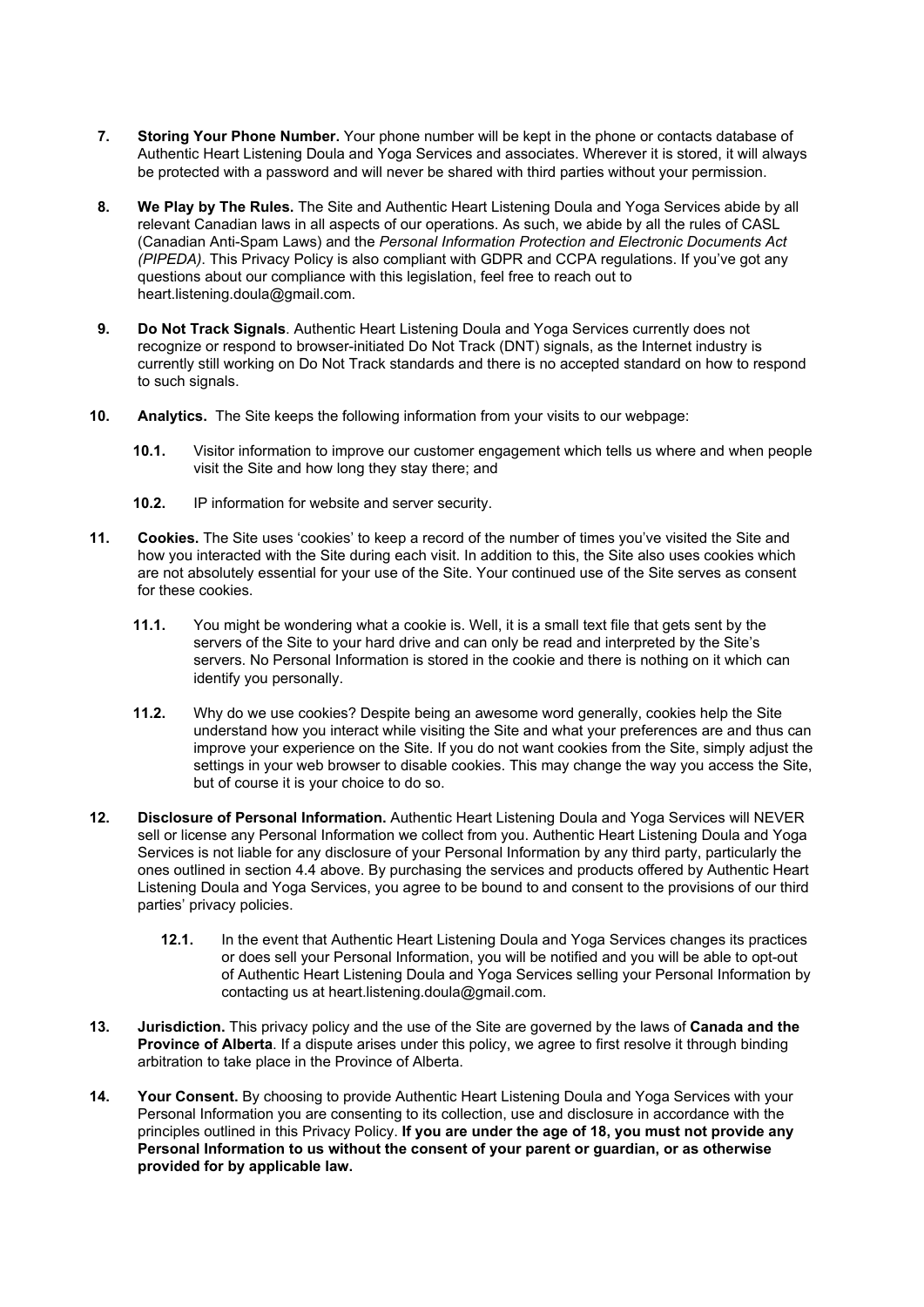7. **Storing Your Phone Number.** Your phone number will be kept in the phone or contacts database of Authentic Heart Listening Doula and Yoga Services and associates. Wherever it is stored, it will always be protected with a password and will never be shared with third parties without your permission.

8. **We Play by The Rules.** The Site and Authentic Heart Listening Doula and Yoga Services abide by all relevant Canadian laws in all aspects of our operations. As such, we abide by all the rules of CASL (Canadian Anti-Spam Laws) and the *Personal Information Protection and Electronic Documents Act (PIPEDA)*. This Privacy Policy is also compliant with GDPR and CCPA regulations. If you've got any questions about our compliance with this legislation, feel free to reach out to heart.listening.doula@gmail.com.

9. **Do Not Track Signals**. Authentic Heart Listening Doula and Yoga Services currently does not recognize or respond to browser-initiated Do Not Track (DNT) signals, as the Internet industry is currently still working on Do Not Track standards and there is no accepted standard on how to respond to such signals.

10. **Analytics.** The Site keeps the following information from your visits to our webpage:

    **10.1.** Visitor information to improve our customer engagement which tells us where and when people visit the Site and how long they stay there; and

    **10.2.** IP information for website and server security.

11. **Cookies.** The Site uses 'cookies' to keep a record of the number of times you've visited the Site and how you interacted with the Site during each visit. In addition to this, the Site also uses cookies which are not absolutely essential for your use of the Site. Your continued use of the Site serves as consent for these cookies.

    **11.1.** You might be wondering what a cookie is. Well, it is a small text file that gets sent by the servers of the Site to your hard drive and can only be read and interpreted by the Site's servers. No Personal Information is stored in the cookie and there is nothing on it which can identify you personally.

    **11.2.** Why do we use cookies? Despite being an awesome word generally, cookies help the Site understand how you interact while visiting the Site and what your preferences are and thus can improve your experience on the Site. If you do not want cookies from the Site, simply adjust the settings in your web browser to disable cookies. This may change the way you access the Site, but of course it is your choice to do so.

12. **Disclosure of Personal Information.** Authentic Heart Listening Doula and Yoga Services will NEVER sell or license any Personal Information we collect from you. Authentic Heart Listening Doula and Yoga Services is not liable for any disclosure of your Personal Information by any third party, particularly the ones outlined in section 4.4 above. By purchasing the services and products offered by Authentic Heart Listening Doula and Yoga Services, you agree to be bound to and consent to the provisions of our third parties' privacy policies.

    **12.1.** In the event that Authentic Heart Listening Doula and Yoga Services changes its practices or does sell your Personal Information, you will be notified and you will be able to opt-out of Authentic Heart Listening Doula and Yoga Services selling your Personal Information by contacting us at heart.listening.doula@gmail.com.

13. **Jurisdiction.** This privacy policy and the use of the Site are governed by the laws of **Canada and the Province of Alberta**. If a dispute arises under this policy, we agree to first resolve it through binding arbitration to take place in the Province of Alberta.

14. **Your Consent.** By choosing to provide Authentic Heart Listening Doula and Yoga Services with your Personal Information you are consenting to its collection, use and disclosure in accordance with the principles outlined in this Privacy Policy. **If you are under the age of 18, you must not provide any Personal Information to us without the consent of your parent or guardian, or as otherwise provided for by applicable law.**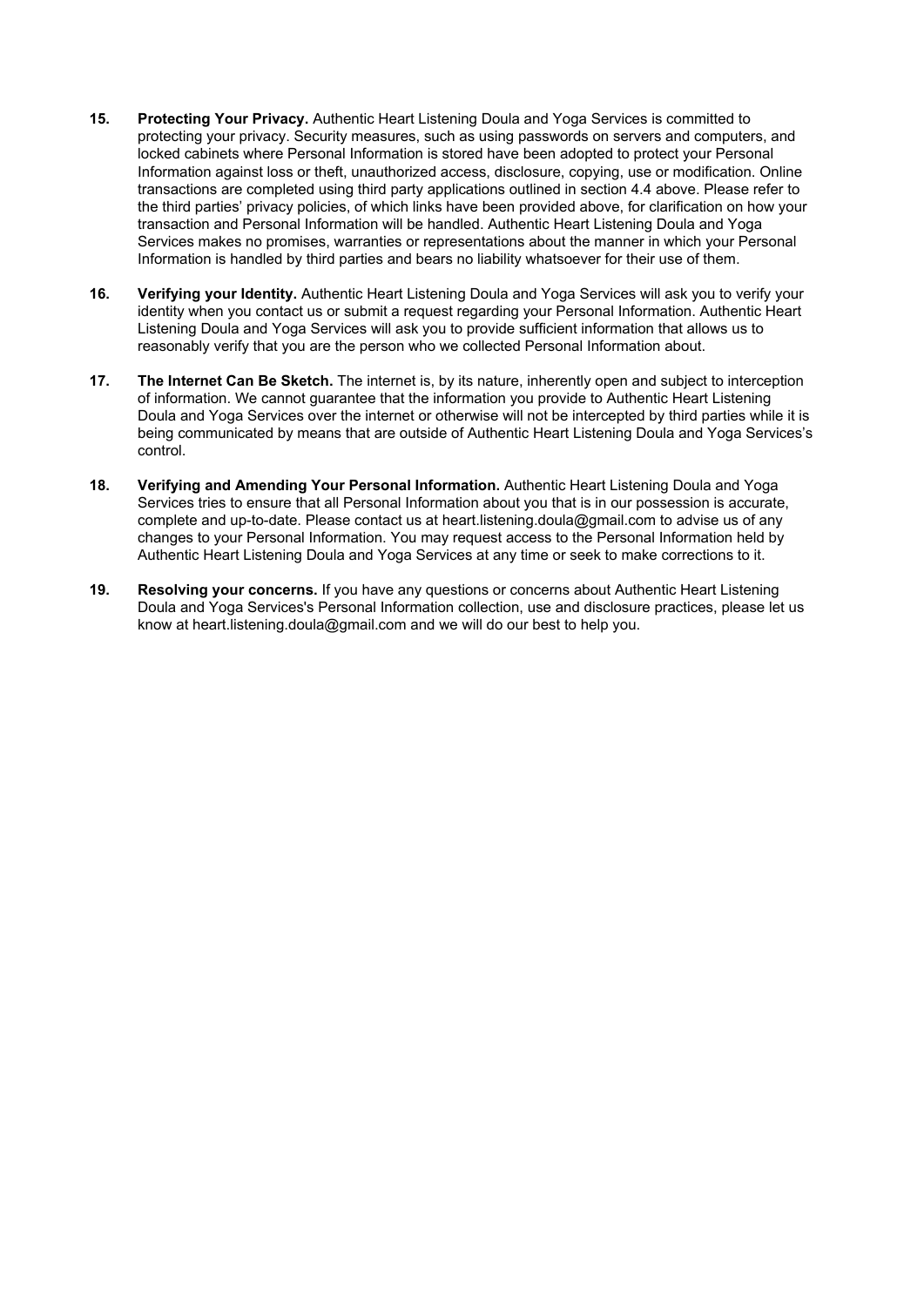**15. Protecting Your Privacy.** Authentic Heart Listening Doula and Yoga Services is committed to protecting your privacy. Security measures, such as using passwords on servers and computers, and locked cabinets where Personal Information is stored have been adopted to protect your Personal Information against loss or theft, unauthorized access, disclosure, copying, use or modification. Online transactions are completed using third party applications outlined in section 4.4 above. Please refer to the third parties' privacy policies, of which links have been provided above, for clarification on how your transaction and Personal Information will be handled. Authentic Heart Listening Doula and Yoga Services makes no promises, warranties or representations about the manner in which your Personal Information is handled by third parties and bears no liability whatsoever for their use of them.

**16. Verifying your Identity.** Authentic Heart Listening Doula and Yoga Services will ask you to verify your identity when you contact us or submit a request regarding your Personal Information. Authentic Heart Listening Doula and Yoga Services will ask you to provide sufficient information that allows us to reasonably verify that you are the person who we collected Personal Information about.

**17. The Internet Can Be Sketch.** The internet is, by its nature, inherently open and subject to interception of information. We cannot guarantee that the information you provide to Authentic Heart Listening Doula and Yoga Services over the internet or otherwise will not be intercepted by third parties while it is being communicated by means that are outside of Authentic Heart Listening Doula and Yoga Services's control.

**18. Verifying and Amending Your Personal Information.** Authentic Heart Listening Doula and Yoga Services tries to ensure that all Personal Information about you that is in our possession is accurate, complete and up-to-date. Please contact us at heart.listening.doula@gmail.com to advise us of any changes to your Personal Information. You may request access to the Personal Information held by Authentic Heart Listening Doula and Yoga Services at any time or seek to make corrections to it.

**19. Resolving your concerns.** If you have any questions or concerns about Authentic Heart Listening Doula and Yoga Services's Personal Information collection, use and disclosure practices, please let us know at heart.listening.doula@gmail.com and we will do our best to help you.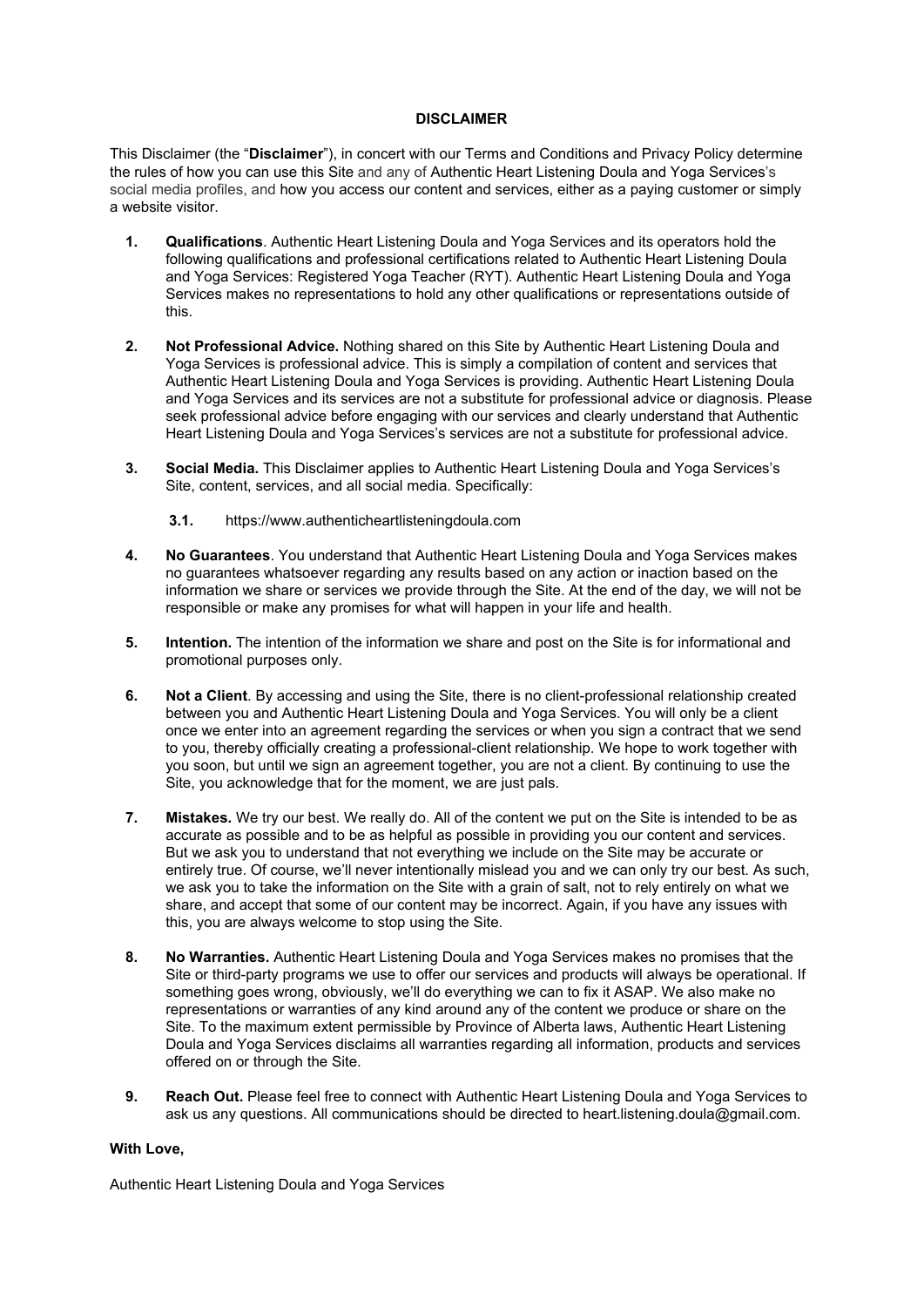## DISCLAIMER

This Disclaimer (the "**Disclaimer**"), in concert with our Terms and Conditions and Privacy Policy determine the rules of how you can use this Site and any of Authentic Heart Listening Doula and Yoga Services's social media profiles, and how you access our content and services, either as a paying customer or simply a website visitor.

1. **Qualifications**. Authentic Heart Listening Doula and Yoga Services and its operators hold the following qualifications and professional certifications related to Authentic Heart Listening Doula and Yoga Services: Registered Yoga Teacher (RYT). Authentic Heart Listening Doula and Yoga Services makes no representations to hold any other qualifications or representations outside of this.

2. **Not Professional Advice.** Nothing shared on this Site by Authentic Heart Listening Doula and Yoga Services is professional advice. This is simply a compilation of content and services that Authentic Heart Listening Doula and Yoga Services is providing. Authentic Heart Listening Doula and Yoga Services and its services are not a substitute for professional advice or diagnosis. Please seek professional advice before engaging with our services and clearly understand that Authentic Heart Listening Doula and Yoga Services's services are not a substitute for professional advice.

3. **Social Media.** This Disclaimer applies to Authentic Heart Listening Doula and Yoga Services's Site, content, services, and all social media. Specifically:

   **3.1.** https://www.authenticheartlisteningdoula.com

4. **No Guarantees**. You understand that Authentic Heart Listening Doula and Yoga Services makes no guarantees whatsoever regarding any results based on any action or inaction based on the information we share or services we provide through the Site. At the end of the day, we will not be responsible or make any promises for what will happen in your life and health.

5. **Intention.** The intention of the information we share and post on the Site is for informational and promotional purposes only.

6. **Not a Client**. By accessing and using the Site, there is no client-professional relationship created between you and Authentic Heart Listening Doula and Yoga Services. You will only be a client once we enter into an agreement regarding the services or when you sign a contract that we send to you, thereby officially creating a professional-client relationship. We hope to work together with you soon, but until we sign an agreement together, you are not a client. By continuing to use the Site, you acknowledge that for the moment, we are just pals.

7. **Mistakes.** We try our best. We really do. All of the content we put on the Site is intended to be as accurate as possible and to be as helpful as possible in providing you our content and services. But we ask you to understand that not everything we include on the Site may be accurate or entirely true. Of course, we'll never intentionally mislead you and we can only try our best. As such, we ask you to take the information on the Site with a grain of salt, not to rely entirely on what we share, and accept that some of our content may be incorrect. Again, if you have any issues with this, you are always welcome to stop using the Site.

8. **No Warranties.** Authentic Heart Listening Doula and Yoga Services makes no promises that the Site or third-party programs we use to offer our services and products will always be operational. If something goes wrong, obviously, we'll do everything we can to fix it ASAP. We also make no representations or warranties of any kind around any of the content we produce or share on the Site. To the maximum extent permissible by Province of Alberta laws, Authentic Heart Listening Doula and Yoga Services disclaims all warranties regarding all information, products and services offered on or through the Site.

9. **Reach Out.** Please feel free to connect with Authentic Heart Listening Doula and Yoga Services to ask us any questions. All communications should be directed to heart.listening.doula@gmail.com.

**With Love,**

Authentic Heart Listening Doula and Yoga Services